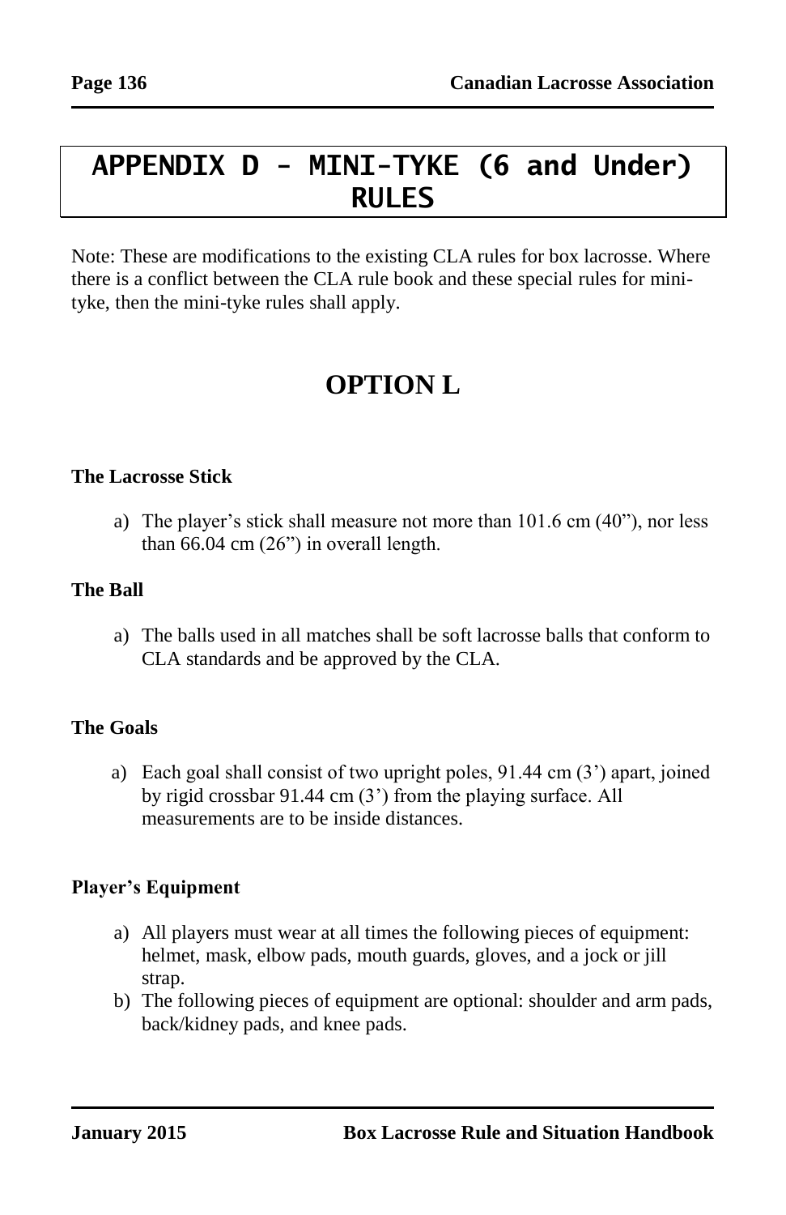# APPENDIX D - MINI-TYKE (6 and Under) RULES

Note: These are modifications to the existing CLA rules for box lacrosse. Where there is a conflict between the CLA rule book and these special rules for mini-tyke, then the mini-tyke rules shall apply.

## OPTION L

### The Lacrosse Stick

a) The player's stick shall measure not more than 101.6 cm (40"), nor less than 66.04 cm (26") in overall length.

### The Ball

a) The balls used in all matches shall be soft lacrosse balls that conform to CLA standards and be approved by the CLA.

### The Goals

a) Each goal shall consist of two upright poles, 91.44 cm (3') apart, joined by rigid crossbar 91.44 cm (3') from the playing surface. All measurements are to be inside distances.

### Player's Equipment

a) All players must wear at all times the following pieces of equipment: helmet, mask, elbow pads, mouth guards, gloves, and a jock or jill strap.
b) The following pieces of equipment are optional: shoulder and arm pads, back/kidney pads, and knee pads.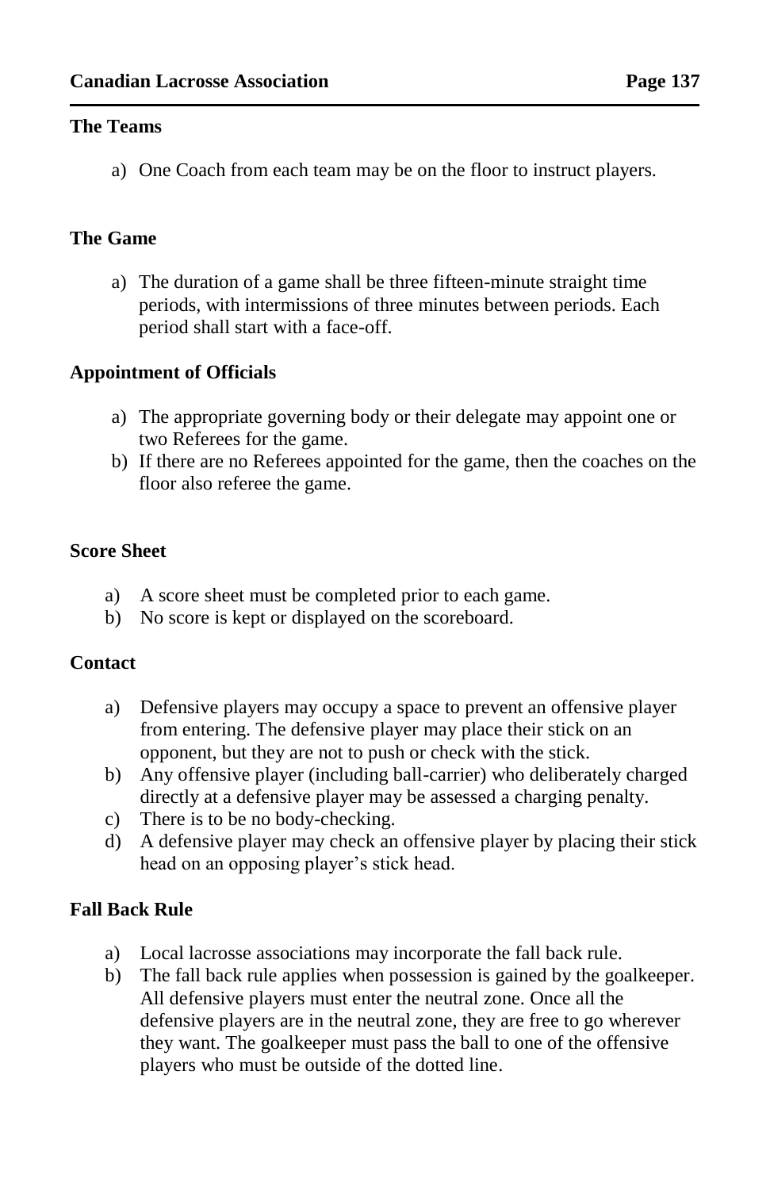## The Teams

a) One Coach from each team may be on the floor to instruct players.

## The Game

a) The duration of a game shall be three fifteen-minute straight time periods, with intermissions of three minutes between periods. Each period shall start with a face-off.

## Appointment of Officials

a) The appropriate governing body or their delegate may appoint one or two Referees for the game.
b) If there are no Referees appointed for the game, then the coaches on the floor also referee the game.

## Score Sheet

a) A score sheet must be completed prior to each game.
b) No score is kept or displayed on the scoreboard.

## Contact

a) Defensive players may occupy a space to prevent an offensive player from entering. The defensive player may place their stick on an opponent, but they are not to push or check with the stick.
b) Any offensive player (including ball-carrier) who deliberately charged directly at a defensive player may be assessed a charging penalty.
c) There is to be no body-checking.
d) A defensive player may check an offensive player by placing their stick head on an opposing player's stick head.

## Fall Back Rule

a) Local lacrosse associations may incorporate the fall back rule.
b) The fall back rule applies when possession is gained by the goalkeeper. All defensive players must enter the neutral zone. Once all the defensive players are in the neutral zone, they are free to go wherever they want. The goalkeeper must pass the ball to one of the offensive players who must be outside of the dotted line.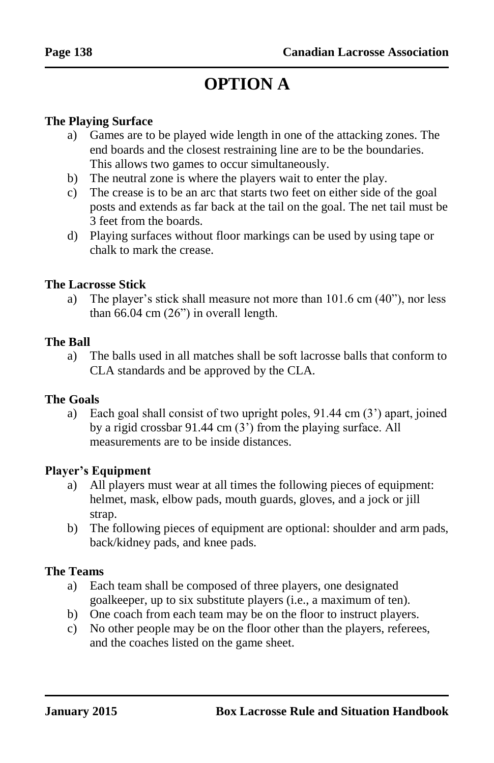# OPTION A

**The Playing Surface**

a) Games are to be played wide length in one of the attacking zones. The end boards and the closest restraining line are to be the boundaries. This allows two games to occur simultaneously.
b) The neutral zone is where the players wait to enter the play.
c) The crease is to be an arc that starts two feet on either side of the goal posts and extends as far back at the tail on the goal. The net tail must be 3 feet from the boards.
d) Playing surfaces without floor markings can be used by using tape or chalk to mark the crease.

**The Lacrosse Stick**

a) The player's stick shall measure not more than 101.6 cm (40"), nor less than 66.04 cm (26") in overall length.

**The Ball**

a) The balls used in all matches shall be soft lacrosse balls that conform to CLA standards and be approved by the CLA.

**The Goals**

a) Each goal shall consist of two upright poles, 91.44 cm (3') apart, joined by a rigid crossbar 91.44 cm (3') from the playing surface. All measurements are to be inside distances.

**Player's Equipment**

a) All players must wear at all times the following pieces of equipment: helmet, mask, elbow pads, mouth guards, gloves, and a jock or jill strap.
b) The following pieces of equipment are optional: shoulder and arm pads, back/kidney pads, and knee pads.

**The Teams**

a) Each team shall be composed of three players, one designated goalkeeper, up to six substitute players (i.e., a maximum of ten).
b) One coach from each team may be on the floor to instruct players.
c) No other people may be on the floor other than the players, referees, and the coaches listed on the game sheet.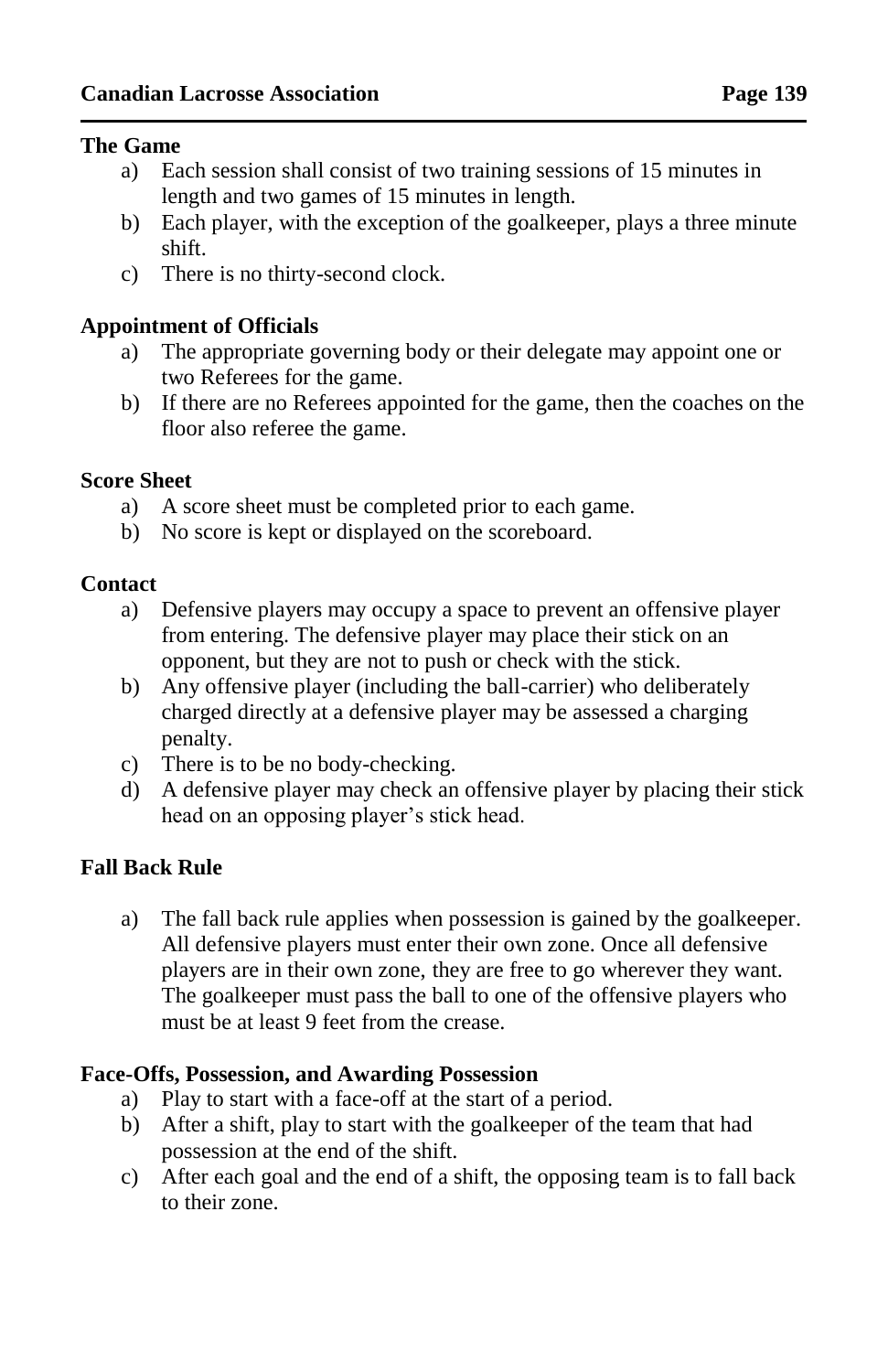### The Game

a) Each session shall consist of two training sessions of 15 minutes in length and two games of 15 minutes in length.
b) Each player, with the exception of the goalkeeper, plays a three minute shift.
c) There is no thirty-second clock.

### Appointment of Officials

a) The appropriate governing body or their delegate may appoint one or two Referees for the game.
b) If there are no Referees appointed for the game, then the coaches on the floor also referee the game.

### Score Sheet

a) A score sheet must be completed prior to each game.
b) No score is kept or displayed on the scoreboard.

### Contact

a) Defensive players may occupy a space to prevent an offensive player from entering. The defensive player may place their stick on an opponent, but they are not to push or check with the stick.
b) Any offensive player (including the ball-carrier) who deliberately charged directly at a defensive player may be assessed a charging penalty.
c) There is to be no body-checking.
d) A defensive player may check an offensive player by placing their stick head on an opposing player's stick head.

### Fall Back Rule

a) The fall back rule applies when possession is gained by the goalkeeper. All defensive players must enter their own zone. Once all defensive players are in their own zone, they are free to go wherever they want. The goalkeeper must pass the ball to one of the offensive players who must be at least 9 feet from the crease.

### Face-Offs, Possession, and Awarding Possession

a) Play to start with a face-off at the start of a period.
b) After a shift, play to start with the goalkeeper of the team that had possession at the end of the shift.
c) After each goal and the end of a shift, the opposing team is to fall back to their zone.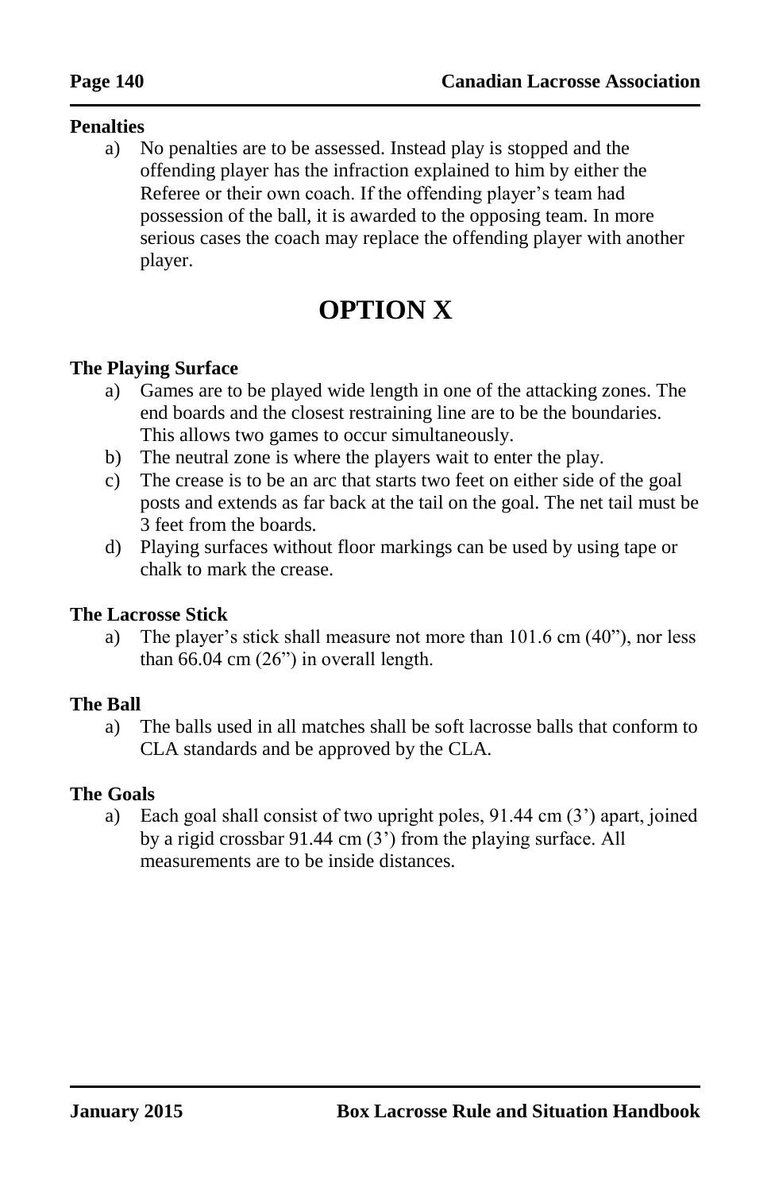**Penalties**

a) No penalties are to be assessed. Instead play is stopped and the offending player has the infraction explained to him by either the Referee or their own coach. If the offending player's team had possession of the ball, it is awarded to the opposing team. In more serious cases the coach may replace the offending player with another player.

# OPTION X

**The Playing Surface**

a) Games are to be played wide length in one of the attacking zones. The end boards and the closest restraining line are to be the boundaries. This allows two games to occur simultaneously.
b) The neutral zone is where the players wait to enter the play.
c) The crease is to be an arc that starts two feet on either side of the goal posts and extends as far back at the tail on the goal. The net tail must be 3 feet from the boards.
d) Playing surfaces without floor markings can be used by using tape or chalk to mark the crease.

**The Lacrosse Stick**

a) The player's stick shall measure not more than 101.6 cm (40"), nor less than 66.04 cm (26") in overall length.

**The Ball**

a) The balls used in all matches shall be soft lacrosse balls that conform to CLA standards and be approved by the CLA.

**The Goals**

a) Each goal shall consist of two upright poles, 91.44 cm (3') apart, joined by a rigid crossbar 91.44 cm (3') from the playing surface. All measurements are to be inside distances.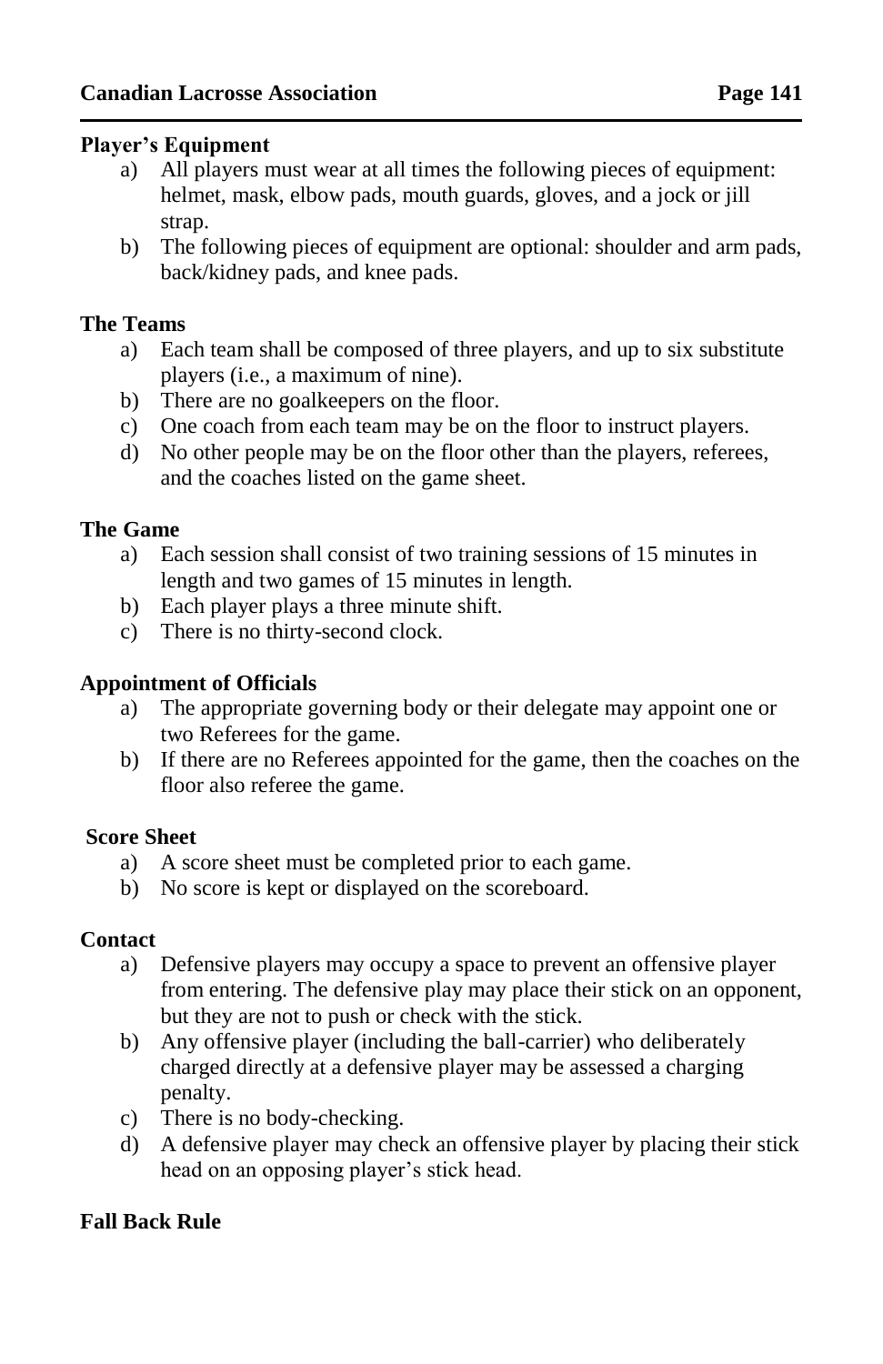**Player's Equipment**

a) All players must wear at all times the following pieces of equipment: helmet, mask, elbow pads, mouth guards, gloves, and a jock or jill strap.

b) The following pieces of equipment are optional: shoulder and arm pads, back/kidney pads, and knee pads.

**The Teams**

a) Each team shall be composed of three players, and up to six substitute players (i.e., a maximum of nine).

b) There are no goalkeepers on the floor.

c) One coach from each team may be on the floor to instruct players.

d) No other people may be on the floor other than the players, referees, and the coaches listed on the game sheet.

**The Game**

a) Each session shall consist of two training sessions of 15 minutes in length and two games of 15 minutes in length.

b) Each player plays a three minute shift.

c) There is no thirty-second clock.

**Appointment of Officials**

a) The appropriate governing body or their delegate may appoint one or two Referees for the game.

b) If there are no Referees appointed for the game, then the coaches on the floor also referee the game.

**Score Sheet**

a) A score sheet must be completed prior to each game.

b) No score is kept or displayed on the scoreboard.

**Contact**

a) Defensive players may occupy a space to prevent an offensive player from entering. The defensive play may place their stick on an opponent, but they are not to push or check with the stick.

b) Any offensive player (including the ball-carrier) who deliberately charged directly at a defensive player may be assessed a charging penalty.

c) There is no body-checking.

d) A defensive player may check an offensive player by placing their stick head on an opposing player's stick head.

**Fall Back Rule**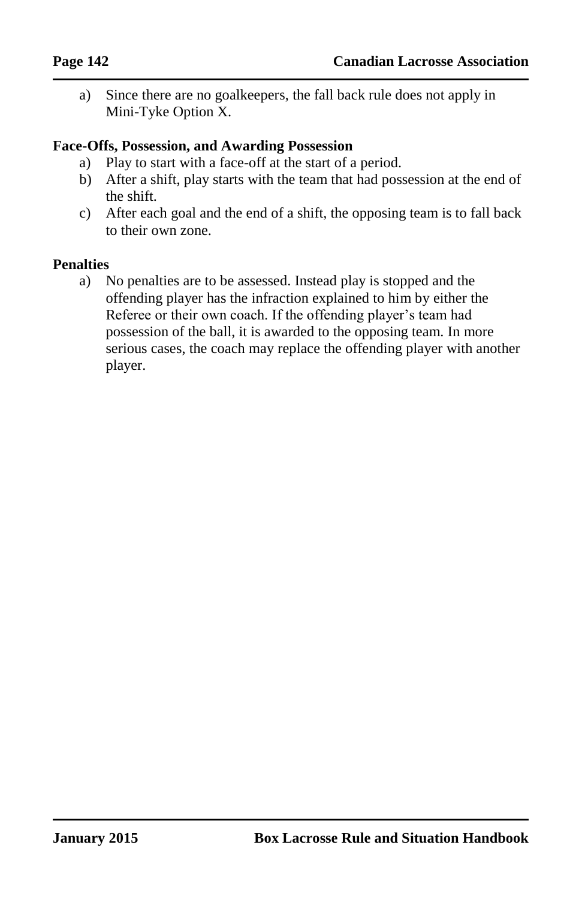a) Since there are no goalkeepers, the fall back rule does not apply in Mini-Tyke Option X.

**Face-Offs, Possession, and Awarding Possession**

a) Play to start with a face-off at the start of a period.
b) After a shift, play starts with the team that had possession at the end of the shift.
c) After each goal and the end of a shift, the opposing team is to fall back to their own zone.

**Penalties**

a) No penalties are to be assessed. Instead play is stopped and the offending player has the infraction explained to him by either the Referee or their own coach. If the offending player's team had possession of the ball, it is awarded to the opposing team. In more serious cases, the coach may replace the offending player with another player.